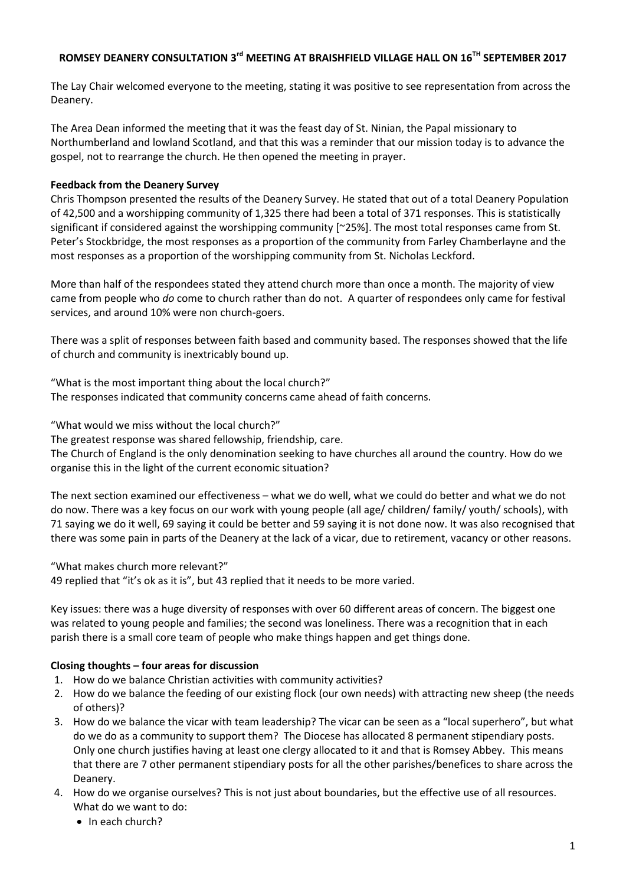# ROMSEY DEANERY CONSULTATION 3rd MEETING AT BRAISHFIELD VILLAGE HALL ON 16TH SEPTEMBER 2017

The Lay Chair welcomed everyone to the meeting, stating it was positive to see representation from across the Deanery.

The Area Dean informed the meeting that it was the feast day of St. Ninian, the Papal missionary to Northumberland and lowland Scotland, and that this was a reminder that our mission today is to advance the gospel, not to rearrange the church. He then opened the meeting in prayer.

**Feedback from the Deanery Survey**

Chris Thompson presented the results of the Deanery Survey. He stated that out of a total Deanery Population of 42,500 and a worshipping community of 1,325 there had been a total of 371 responses. This is statistically significant if considered against the worshipping community [~25%]. The most total responses came from St. Peter's Stockbridge, the most responses as a proportion of the community from Farley Chamberlayne and the most responses as a proportion of the worshipping community from St. Nicholas Leckford.

More than half of the respondees stated they attend church more than once a month. The majority of view came from people who *do* come to church rather than do not. A quarter of respondees only came for festival services, and around 10% were non church-goers.

There was a split of responses between faith based and community based. The responses showed that the life of church and community is inextricably bound up.

"What is the most important thing about the local church?"
The responses indicated that community concerns came ahead of faith concerns.

"What would we miss without the local church?"
The greatest response was shared fellowship, friendship, care.
The Church of England is the only denomination seeking to have churches all around the country. How do we organise this in the light of the current economic situation?

The next section examined our effectiveness – what we do well, what we could do better and what we do not do now. There was a key focus on our work with young people (all age/ children/ family/ youth/ schools), with 71 saying we do it well, 69 saying it could be better and 59 saying it is not done now. It was also recognised that there was some pain in parts of the Deanery at the lack of a vicar, due to retirement, vacancy or other reasons.

"What makes church more relevant?"
49 replied that "it's ok as it is", but 43 replied that it needs to be more varied.

Key issues: there was a huge diversity of responses with over 60 different areas of concern. The biggest one was related to young people and families; the second was loneliness. There was a recognition that in each parish there is a small core team of people who make things happen and get things done.

**Closing thoughts – four areas for discussion**

1. How do we balance Christian activities with community activities?
2. How do we balance the feeding of our existing flock (our own needs) with attracting new sheep (the needs of others)?
3. How do we balance the vicar with team leadership? The vicar can be seen as a "local superhero", but what do we do as a community to support them? The Diocese has allocated 8 permanent stipendiary posts. Only one church justifies having at least one clergy allocated to it and that is Romsey Abbey. This means that there are 7 other permanent stipendiary posts for all the other parishes/benefices to share across the Deanery.
4. How do we organise ourselves? This is not just about boundaries, but the effective use of all resources. What do we want to do:
   - In each church?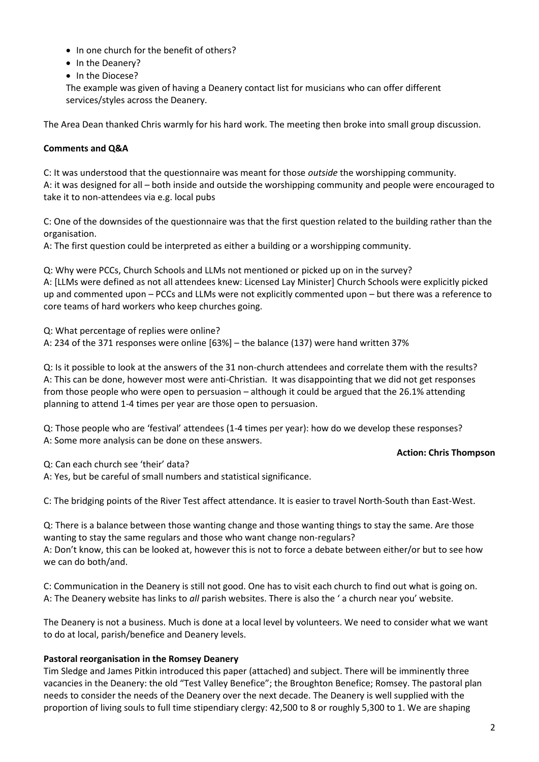- In one church for the benefit of others?
- In the Deanery?
- In the Diocese?

  The example was given of having a Deanery contact list for musicians who can offer different services/styles across the Deanery.

The Area Dean thanked Chris warmly for his hard work. The meeting then broke into small group discussion.

**Comments and Q&A**

C: It was understood that the questionnaire was meant for those *outside* the worshipping community.
A: it was designed for all – both inside and outside the worshipping community and people were encouraged to take it to non-attendees via e.g. local pubs

C: One of the downsides of the questionnaire was that the first question related to the building rather than the organisation.
A: The first question could be interpreted as either a building or a worshipping community.

Q: Why were PCCs, Church Schools and LLMs not mentioned or picked up on in the survey?
A: [LLMs were defined as not all attendees knew: Licensed Lay Minister] Church Schools were explicitly picked up and commented upon – PCCs and LLMs were not explicitly commented upon – but there was a reference to core teams of hard workers who keep churches going.

Q: What percentage of replies were online?
A: 234 of the 371 responses were online [63%] – the balance (137) were hand written 37%

Q: Is it possible to look at the answers of the 31 non-church attendees and correlate them with the results?
A: This can be done, however most were anti-Christian. It was disappointing that we did not get responses from those people who were open to persuasion – although it could be argued that the 26.1% attending planning to attend 1-4 times per year are those open to persuasion.

Q: Those people who are 'festival' attendees (1-4 times per year): how do we develop these responses?
A: Some more analysis can be done on these answers.

**Action: Chris Thompson**

Q: Can each church see 'their' data?
A: Yes, but be careful of small numbers and statistical significance.

C: The bridging points of the River Test affect attendance. It is easier to travel North-South than East-West.

Q: There is a balance between those wanting change and those wanting things to stay the same. Are those wanting to stay the same regulars and those who want change non-regulars?
A: Don't know, this can be looked at, however this is not to force a debate between either/or but to see how we can do both/and.

C: Communication in the Deanery is still not good. One has to visit each church to find out what is going on.
A: The Deanery website has links to *all* parish websites. There is also the ' a church near you' website.

The Deanery is not a business. Much is done at a local level by volunteers. We need to consider what we want to do at local, parish/benefice and Deanery levels.

**Pastoral reorganisation in the Romsey Deanery**

Tim Sledge and James Pitkin introduced this paper (attached) and subject. There will be imminently three vacancies in the Deanery: the old "Test Valley Benefice"; the Broughton Benefice; Romsey. The pastoral plan needs to consider the needs of the Deanery over the next decade. The Deanery is well supplied with the proportion of living souls to full time stipendiary clergy: 42,500 to 8 or roughly 5,300 to 1. We are shaping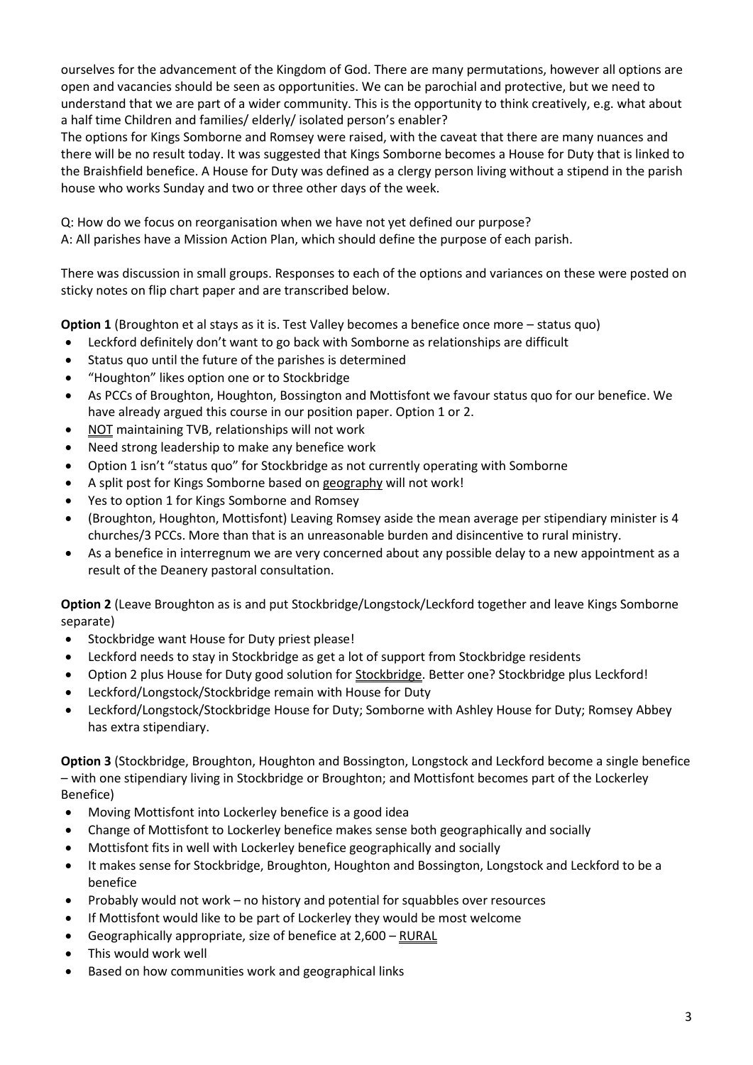ourselves for the advancement of the Kingdom of God. There are many permutations, however all options are open and vacancies should be seen as opportunities. We can be parochial and protective, but we need to understand that we are part of a wider community. This is the opportunity to think creatively, e.g. what about a half time Children and families/ elderly/ isolated person's enabler?

The options for Kings Somborne and Romsey were raised, with the caveat that there are many nuances and there will be no result today. It was suggested that Kings Somborne becomes a House for Duty that is linked to the Braishfield benefice. A House for Duty was defined as a clergy person living without a stipend in the parish house who works Sunday and two or three other days of the week.

Q: How do we focus on reorganisation when we have not yet defined our purpose?
A: All parishes have a Mission Action Plan, which should define the purpose of each parish.

There was discussion in small groups. Responses to each of the options and variances on these were posted on sticky notes on flip chart paper and are transcribed below.

**Option 1** (Broughton et al stays as it is. Test Valley becomes a benefice once more – status quo)

- Leckford definitely don't want to go back with Somborne as relationships are difficult
- Status quo until the future of the parishes is determined
- "Houghton" likes option one or to Stockbridge
- As PCCs of Broughton, Houghton, Bossington and Mottisfont we favour status quo for our benefice. We have already argued this course in our position paper. Option 1 or 2.
- NOT maintaining TVB, relationships will not work
- Need strong leadership to make any benefice work
- Option 1 isn't "status quo" for Stockbridge as not currently operating with Somborne
- A split post for Kings Somborne based on geography will not work!
- Yes to option 1 for Kings Somborne and Romsey
- (Broughton, Houghton, Mottisfont) Leaving Romsey aside the mean average per stipendiary minister is 4 churches/3 PCCs. More than that is an unreasonable burden and disincentive to rural ministry.
- As a benefice in interregnum we are very concerned about any possible delay to a new appointment as a result of the Deanery pastoral consultation.

**Option 2** (Leave Broughton as is and put Stockbridge/Longstock/Leckford together and leave Kings Somborne separate)

- Stockbridge want House for Duty priest please!
- Leckford needs to stay in Stockbridge as get a lot of support from Stockbridge residents
- Option 2 plus House for Duty good solution for Stockbridge. Better one? Stockbridge plus Leckford!
- Leckford/Longstock/Stockbridge remain with House for Duty
- Leckford/Longstock/Stockbridge House for Duty; Somborne with Ashley House for Duty; Romsey Abbey has extra stipendiary.

**Option 3** (Stockbridge, Broughton, Houghton and Bossington, Longstock and Leckford become a single benefice – with one stipendiary living in Stockbridge or Broughton; and Mottisfont becomes part of the Lockerley Benefice)

- Moving Mottisfont into Lockerley benefice is a good idea
- Change of Mottisfont to Lockerley benefice makes sense both geographically and socially
- Mottisfont fits in well with Lockerley benefice geographically and socially
- It makes sense for Stockbridge, Broughton, Houghton and Bossington, Longstock and Leckford to be a benefice
- Probably would not work – no history and potential for squabbles over resources
- If Mottisfont would like to be part of Lockerley they would be most welcome
- Geographically appropriate, size of benefice at 2,600 – RURAL
- This would work well
- Based on how communities work and geographical links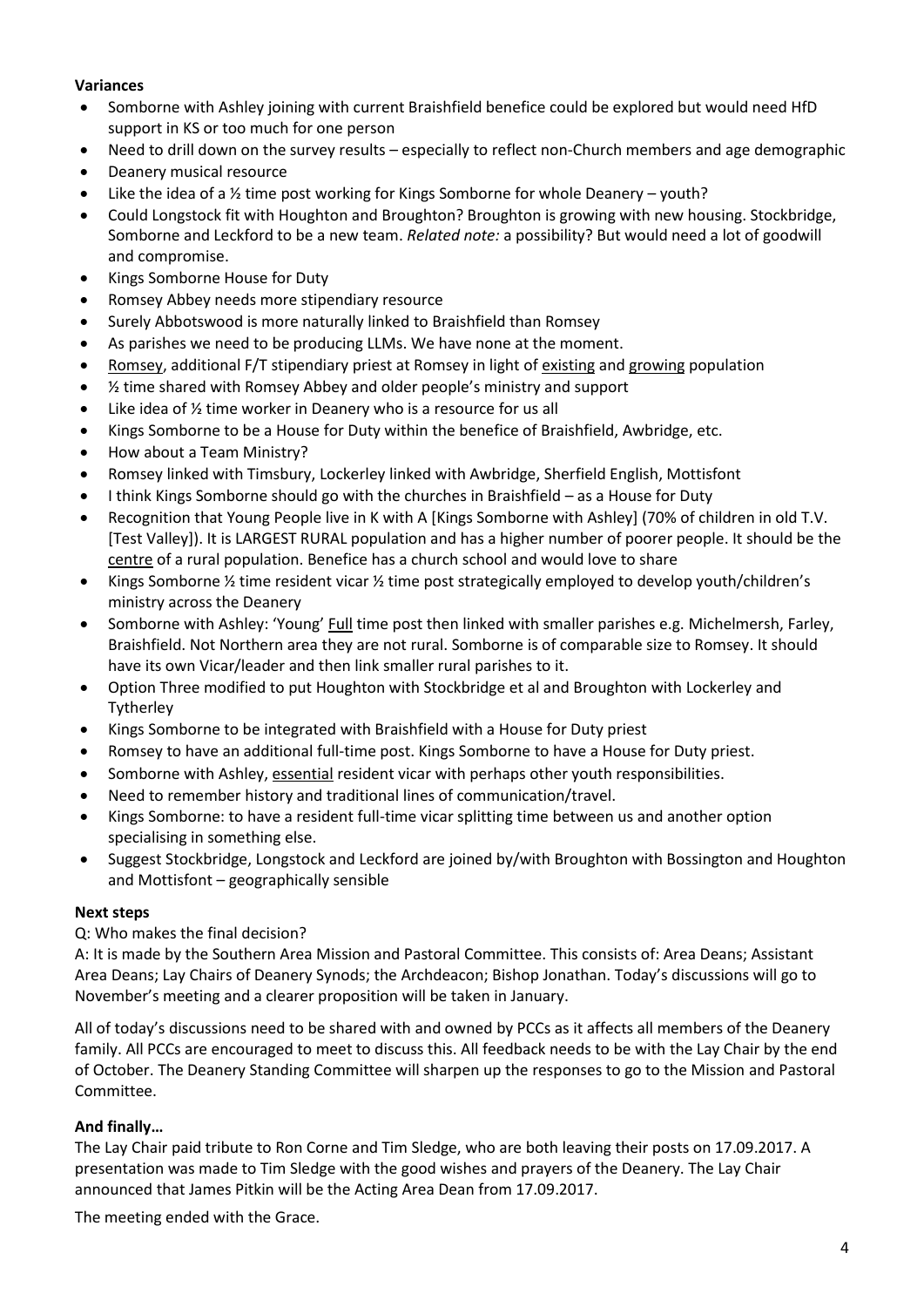**Variances**

- Somborne with Ashley joining with current Braishfield benefice could be explored but would need HfD support in KS or too much for one person
- Need to drill down on the survey results – especially to reflect non-Church members and age demographic
- Deanery musical resource
- Like the idea of a ½ time post working for Kings Somborne for whole Deanery – youth?
- Could Longstock fit with Houghton and Broughton? Broughton is growing with new housing. Stockbridge, Somborne and Leckford to be a new team. *Related note:* a possibility? But would need a lot of goodwill and compromise.
- Kings Somborne House for Duty
- Romsey Abbey needs more stipendiary resource
- Surely Abbotswood is more naturally linked to Braishfield than Romsey
- As parishes we need to be producing LLMs. We have none at the moment.
- <u>Romsey</u>, additional F/T stipendiary priest at Romsey in light of <u>existing</u> and <u>growing</u> population
- ½ time shared with Romsey Abbey and older people's ministry and support
- Like idea of ½ time worker in Deanery who is a resource for us all
- Kings Somborne to be a House for Duty within the benefice of Braishfield, Awbridge, etc.
- How about a Team Ministry?
- Romsey linked with Timsbury, Lockerley linked with Awbridge, Sherfield English, Mottisfont
- I think Kings Somborne should go with the churches in Braishfield – as a House for Duty
- Recognition that Young People live in K with A [Kings Somborne with Ashley] (70% of children in old T.V. [Test Valley]). It is LARGEST RURAL population and has a higher number of poorer people. It should be the <u>centre</u> of a rural population. Benefice has a church school and would love to share
- Kings Somborne ½ time resident vicar ½ time post strategically employed to develop youth/children's ministry across the Deanery
- Somborne with Ashley: 'Young' <u>Full</u> time post then linked with smaller parishes e.g. Michelmersh, Farley, Braishfield. Not Northern area they are not rural. Somborne is of comparable size to Romsey. It should have its own Vicar/leader and then link smaller rural parishes to it.
- Option Three modified to put Houghton with Stockbridge et al and Broughton with Lockerley and Tytherley
- Kings Somborne to be integrated with Braishfield with a House for Duty priest
- Romsey to have an additional full-time post. Kings Somborne to have a House for Duty priest.
- Somborne with Ashley, <u>essential</u> resident vicar with perhaps other youth responsibilities.
- Need to remember history and traditional lines of communication/travel.
- Kings Somborne: to have a resident full-time vicar splitting time between us and another option specialising in something else.
- Suggest Stockbridge, Longstock and Leckford are joined by/with Broughton with Bossington and Houghton and Mottisfont – geographically sensible

**Next steps**

Q: Who makes the final decision?

A: It is made by the Southern Area Mission and Pastoral Committee. This consists of: Area Deans; Assistant Area Deans; Lay Chairs of Deanery Synods; the Archdeacon; Bishop Jonathan. Today's discussions will go to November's meeting and a clearer proposition will be taken in January.

All of today's discussions need to be shared with and owned by PCCs as it affects all members of the Deanery family. All PCCs are encouraged to meet to discuss this. All feedback needs to be with the Lay Chair by the end of October. The Deanery Standing Committee will sharpen up the responses to go to the Mission and Pastoral Committee.

**And finally…**

The Lay Chair paid tribute to Ron Corne and Tim Sledge, who are both leaving their posts on 17.09.2017. A presentation was made to Tim Sledge with the good wishes and prayers of the Deanery. The Lay Chair announced that James Pitkin will be the Acting Area Dean from 17.09.2017.

The meeting ended with the Grace.